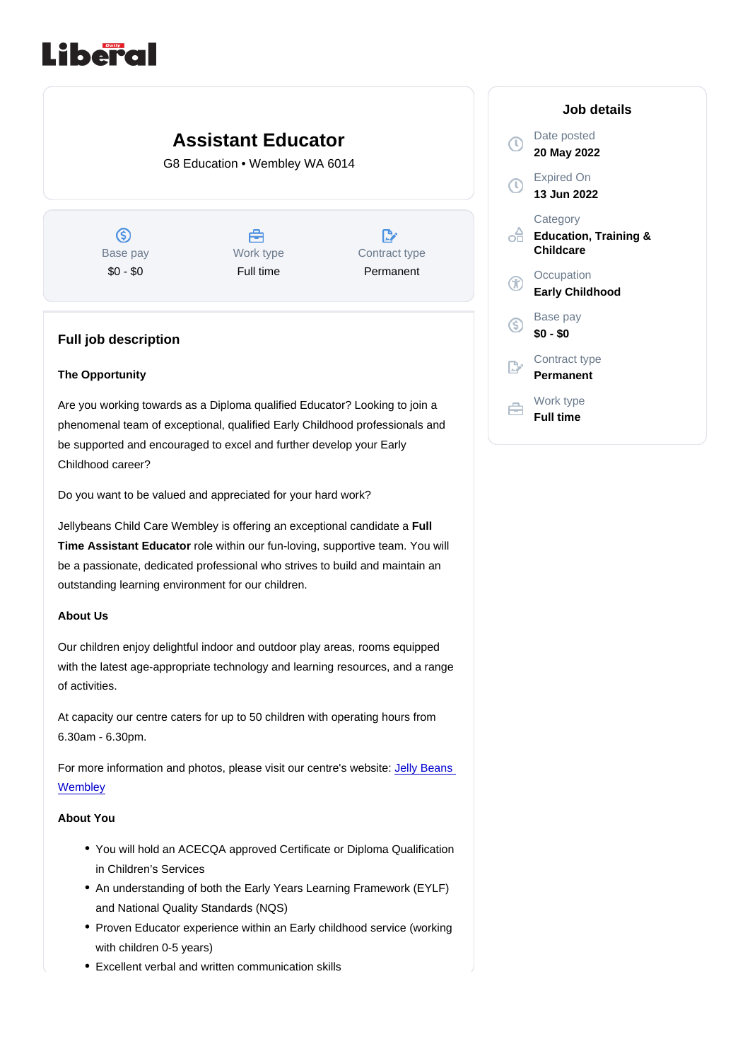# Assistant Educator

G8 Education • Wembley WA 6014

| Base pay | Work type | Contract type |
| --- | --- | --- |
| $0 - $0 | Full time | Permanent |

## Job details

Date posted
**20 May 2022**

Expired On
**13 Jun 2022**

Category
**Education, Training & Childcare**

Occupation
**Early Childhood**

Base pay
**$0 - $0**

Contract type
**Permanent**

Work type
**Full time**

## Full job description

**The Opportunity**

Are you working towards as a Diploma qualified Educator? Looking to join a phenomenal team of exceptional, qualified Early Childhood professionals and be supported and encouraged to excel and further develop your Early Childhood career?

Do you want to be valued and appreciated for your hard work?

Jellybeans Child Care Wembley is offering an exceptional candidate a **Full Time Assistant Educator** role within our fun-loving, supportive team. You will be a passionate, dedicated professional who strives to build and maintain an outstanding learning environment for our children.

**About Us**

Our children enjoy delightful indoor and outdoor play areas, rooms equipped with the latest age-appropriate technology and learning resources, and a range of activities.

At capacity our centre caters for up to 50 children with operating hours from 6.30am - 6.30pm.

For more information and photos, please visit our centre's website: [Jelly Beans Wembley]

**About You**

- You will hold an ACECQA approved Certificate or Diploma Qualification in Children's Services
- An understanding of both the Early Years Learning Framework (EYLF) and National Quality Standards (NQS)
- Proven Educator experience within an Early childhood service (working with children 0-5 years)
- Excellent verbal and written communication skills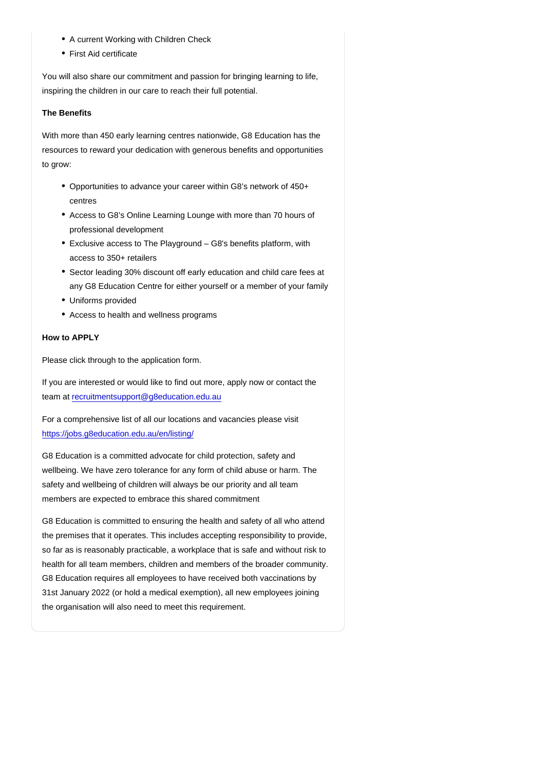- A current Working with Children Check
- First Aid certificate

You will also share our commitment and passion for bringing learning to life, inspiring the children in our care to reach their full potential.

**The Benefits**

With more than 450 early learning centres nationwide, G8 Education has the resources to reward your dedication with generous benefits and opportunities to grow:

- Opportunities to advance your career within G8's network of 450+ centres
- Access to G8's Online Learning Lounge with more than 70 hours of professional development
- Exclusive access to The Playground – G8's benefits platform, with access to 350+ retailers
- Sector leading 30% discount off early education and child care fees at any G8 Education Centre for either yourself or a member of your family
- Uniforms provided
- Access to health and wellness programs

**How to APPLY**

Please click through to the application form.

If you are interested or would like to find out more, apply now or contact the team at recruitmentsupport@g8education.edu.au

For a comprehensive list of all our locations and vacancies please visit https://jobs.g8education.edu.au/en/listing/

G8 Education is a committed advocate for child protection, safety and wellbeing. We have zero tolerance for any form of child abuse or harm. The safety and wellbeing of children will always be our priority and all team members are expected to embrace this shared commitment

G8 Education is committed to ensuring the health and safety of all who attend the premises that it operates. This includes accepting responsibility to provide, so far as is reasonably practicable, a workplace that is safe and without risk to health for all team members, children and members of the broader community. G8 Education requires all employees to have received both vaccinations by 31st January 2022 (or hold a medical exemption), all new employees joining the organisation will also need to meet this requirement.